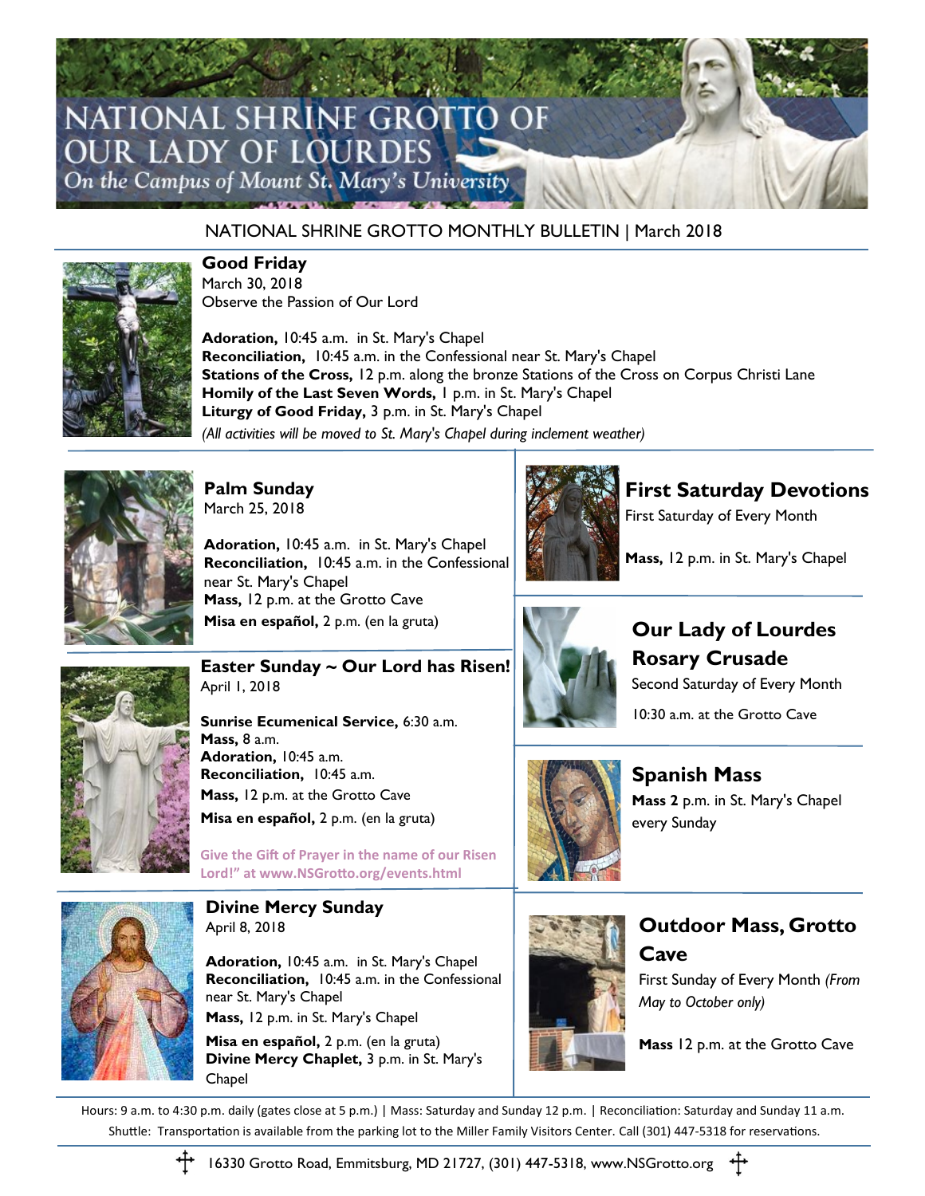# NATIONAL SHRINE GROTTO OF OUR LADY OF LOURDES

*On the Campus of Mount St. Mary's University*

NATIONAL SHRINE GROTTO MONTHLY BULLETIN | March 2018

## Good Friday

March 30, 2018

Observe the Passion of Our Lord

**Adoration,** 10:45 a.m. in St. Mary's Chapel
**Reconciliation,** 10:45 a.m. in the Confessional near St. Mary's Chapel
**Stations of the Cross,** 12 p.m. along the bronze Stations of the Cross on Corpus Christi Lane
**Homily of the Last Seven Words,** 1 p.m. in St. Mary's Chapel
**Liturgy of Good Friday,** 3 p.m. in St. Mary's Chapel

*(All activities will be moved to St. Mary's Chapel during inclement weather)*

## Palm Sunday

March 25, 2018

**Adoration,** 10:45 a.m. in St. Mary's Chapel
**Reconciliation,** 10:45 a.m. in the Confessional near St. Mary's Chapel
**Mass,** 12 p.m. at the Grotto Cave
**Misa en español,** 2 p.m. (en la gruta)

## Easter Sunday ~ Our Lord has Risen!

April 1, 2018

**Sunrise Ecumenical Service,** 6:30 a.m.
**Mass,** 8 a.m.
**Adoration,** 10:45 a.m.
**Reconciliation,** 10:45 a.m.
**Mass,** 12 p.m. at the Grotto Cave
**Misa en español,** 2 p.m. (en la gruta)

**Give the Gift of Prayer in the name of our Risen Lord!" at www.NSGrotto.org/events.html**

## Divine Mercy Sunday

April 8, 2018

**Adoration,** 10:45 a.m. in St. Mary's Chapel
**Reconciliation,** 10:45 a.m. in the Confessional near St. Mary's Chapel
**Mass,** 12 p.m. in St. Mary's Chapel
**Misa en español,** 2 p.m. (en la gruta)
**Divine Mercy Chaplet,** 3 p.m. in St. Mary's Chapel

## First Saturday Devotions

First Saturday of Every Month

**Mass,** 12 p.m. in St. Mary's Chapel

## Our Lady of Lourdes Rosary Crusade

Second Saturday of Every Month

10:30 a.m. at the Grotto Cave

## Spanish Mass

**Mass 2** p.m. in St. Mary's Chapel every Sunday

## Outdoor Mass, Grotto Cave

First Sunday of Every Month *(From May to October only)*

**Mass** 12 p.m. at the Grotto Cave

Hours: 9 a.m. to 4:30 p.m. daily (gates close at 5 p.m.) | Mass: Saturday and Sunday 12 p.m. | Reconciliation: Saturday and Sunday 11 a.m.

Shuttle: Transportation is available from the parking lot to the Miller Family Visitors Center. Call (301) 447-5318 for reservations.

16330 Grotto Road, Emmitsburg, MD 21727, (301) 447-5318, www.NSGrotto.org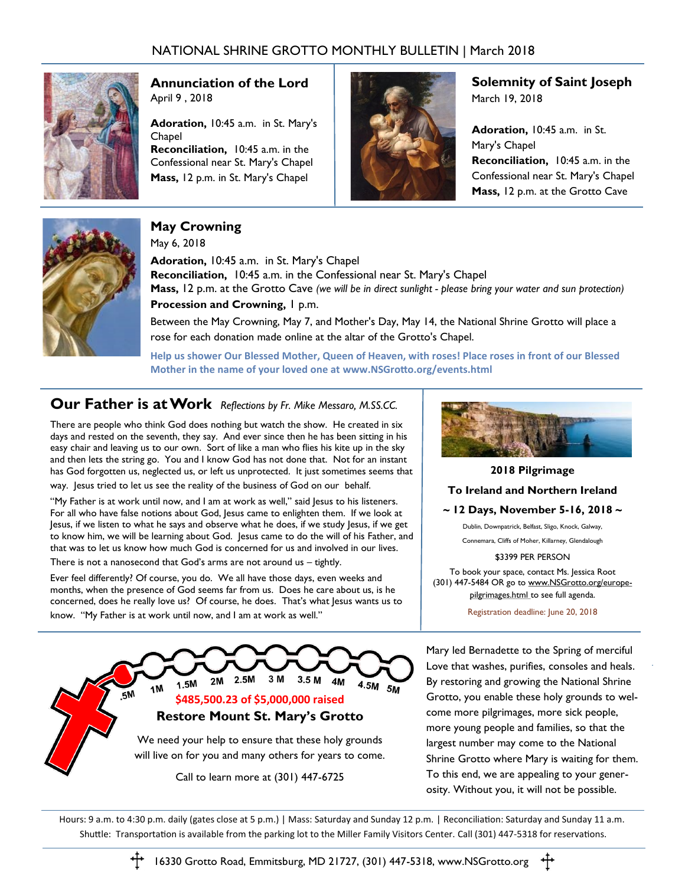# NATIONAL SHRINE GROTTO MONTHLY BULLETIN | March 2018

## Annunciation of the Lord

April 9 , 2018

**Adoration,** 10:45 a.m. in St. Mary's Chapel
**Reconciliation,** 10:45 a.m. in the Confessional near St. Mary's Chapel
**Mass,** 12 p.m. in St. Mary's Chapel

## Solemnity of Saint Joseph

March 19, 2018

**Adoration,** 10:45 a.m. in St. Mary's Chapel
**Reconciliation,** 10:45 a.m. in the Confessional near St. Mary's Chapel
**Mass,** 12 p.m. at the Grotto Cave

## May Crowning

May 6, 2018

**Adoration,** 10:45 a.m. in St. Mary's Chapel
**Reconciliation,** 10:45 a.m. in the Confessional near St. Mary's Chapel
**Mass,** 12 p.m. at the Grotto Cave *(we will be in direct sunlight - please bring your water and sun protection)*
**Procession and Crowning,** 1 p.m.

Between the May Crowning, May 7, and Mother's Day, May 14, the National Shrine Grotto will place a rose for each donation made online at the altar of the Grotto's Chapel.

**Help us shower Our Blessed Mother, Queen of Heaven, with roses! Place roses in front of our Blessed Mother in the name of your loved one at www.NSGrotto.org/events.html**

## Our Father is at Work *Reflections by Fr. Mike Messaro, M.SS.CC.*

There are people who think God does nothing but watch the show. He created in six days and rested on the seventh, they say. And ever since then he has been sitting in his easy chair and leaving us to our own. Sort of like a man who flies his kite up in the sky and then lets the string go. You and I know God has not done that. Not for an instant has God forgotten us, neglected us, or left us unprotected. It just sometimes seems that way. Jesus tried to let us see the reality of the business of God on our behalf.

"My Father is at work until now, and I am at work as well," said Jesus to his listeners. For all who have false notions about God, Jesus came to enlighten them. If we look at Jesus, if we listen to what he says and observe what he does, if we study Jesus, if we get to know him, we will be learning about God. Jesus came to do the will of his Father, and that was to let us know how much God is concerned for us and involved in our lives.

There is not a nanosecond that God's arms are not around us – tightly.

Ever feel differently? Of course, you do. We all have those days, even weeks and months, when the presence of God seems far from us. Does he care about us, is he concerned, does he really love us? Of course, he does. That's what Jesus wants us to know. "My Father is at work until now, and I am at work as well."

**2018 Pilgrimage**

**To Ireland and Northern Ireland**

**~ 12 Days, November 5-16, 2018 ~**

Dublin, Downpatrick, Belfast, Sligo, Knock, Galway, Connemara, Cliffs of Moher, Killarney, Glendalough

$3399 PER PERSON

To book your space, contact Ms. Jessica Root (301) 447-5484 OR go to www.NSGrotto.org/europe-pilgrimages.html to see full agenda.

Registration deadline: June 20, 2018

.5M 1M 1.5M 2M 2.5M 3 M 3.5 M 4M 4.5M 5M

**$485,500.23 of $5,000,000 raised**

**Restore Mount St. Mary's Grotto**

We need your help to ensure that these holy grounds will live on for you and many others for years to come.

Call to learn more at (301) 447-6725

Mary led Bernadette to the Spring of merciful Love that washes, purifies, consoles and heals. By restoring and growing the National Shrine Grotto, you enable these holy grounds to welcome more pilgrimages, more sick people, more young people and families, so that the largest number may come to the National Shrine Grotto where Mary is waiting for them. To this end, we are appealing to your generosity. Without you, it will not be possible.

Hours: 9 a.m. to 4:30 p.m. daily (gates close at 5 p.m.) | Mass: Saturday and Sunday 12 p.m. | Reconciliation: Saturday and Sunday 11 a.m.
Shuttle: Transportation is available from the parking lot to the Miller Family Visitors Center. Call (301) 447-5318 for reservations.

16330 Grotto Road, Emmitsburg, MD 21727, (301) 447-5318, www.NSGrotto.org